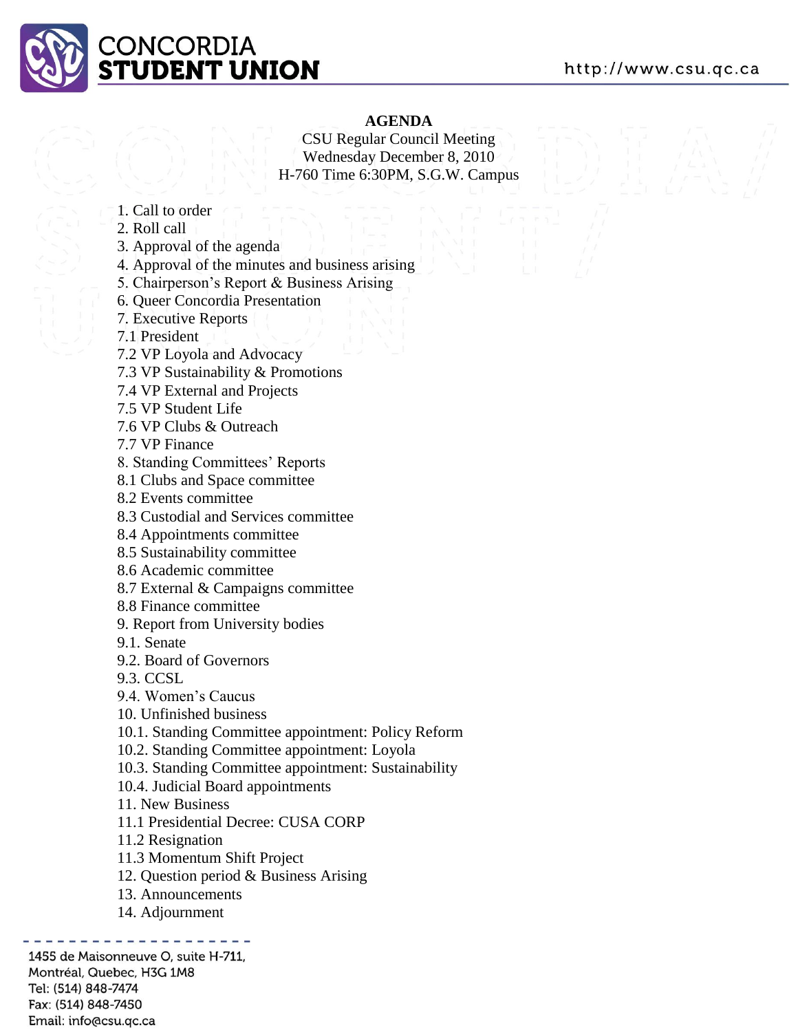CONCORDIA
**STUDENT UNION**

http://www.csu.qc.ca

**AGENDA**

CSU Regular Council Meeting
Wednesday December 8, 2010
H-760 Time 6:30PM, S.G.W. Campus

1. Call to order
2. Roll call
3. Approval of the agenda
4. Approval of the minutes and business arising
5. Chairperson's Report & Business Arising
6. Queer Concordia Presentation
7. Executive Reports
7.1 President
7.2 VP Loyola and Advocacy
7.3 VP Sustainability & Promotions
7.4 VP External and Projects
7.5 VP Student Life
7.6 VP Clubs & Outreach
7.7 VP Finance
8. Standing Committees' Reports
8.1 Clubs and Space committee
8.2 Events committee
8.3 Custodial and Services committee
8.4 Appointments committee
8.5 Sustainability committee
8.6 Academic committee
8.7 External & Campaigns committee
8.8 Finance committee
9. Report from University bodies
9.1. Senate
9.2. Board of Governors
9.3. CCSL
9.4. Women's Caucus
10. Unfinished business
10.1. Standing Committee appointment: Policy Reform
10.2. Standing Committee appointment: Loyola
10.3. Standing Committee appointment: Sustainability
10.4. Judicial Board appointments
11. New Business
11.1 Presidential Decree: CUSA CORP
11.2 Resignation
11.3 Momentum Shift Project
12. Question period & Business Arising
13. Announcements
14. Adjournment

1455 de Maisonneuve O, suite H-711,
Montréal, Quebec, H3G 1M8
Tel: (514) 848-7474
Fax: (514) 848-7450
Email: info@csu.qc.ca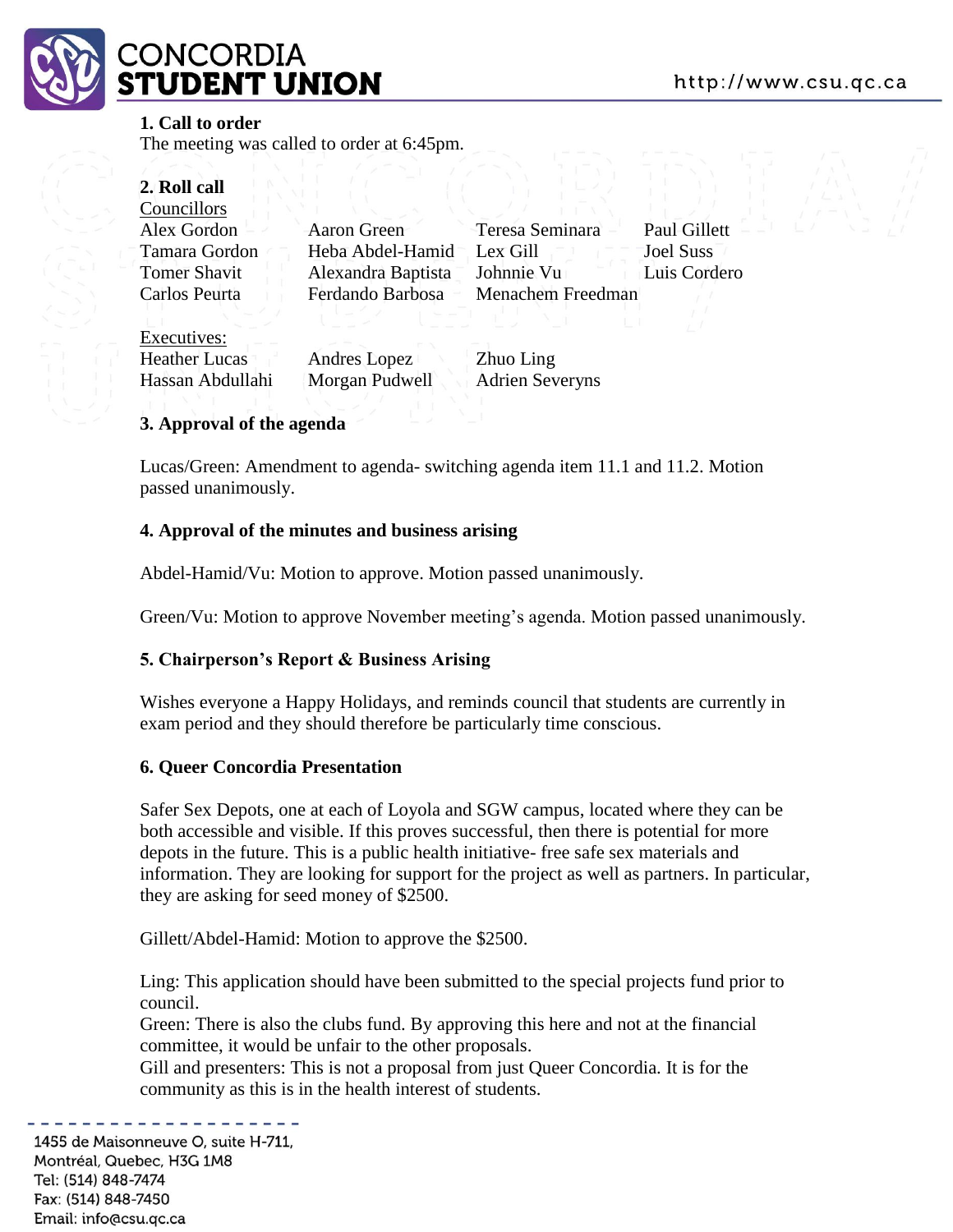## 1. Call to order

The meeting was called to order at 6:45pm.

## 2. Roll call

Councillors

| | | | |
|---|---|---|---|
| Alex Gordon | Aaron Green | Teresa Seminara | Paul Gillett |
| Tamara Gordon | Heba Abdel-Hamid | Lex Gill | Joel Suss |
| Tomer Shavit | Alexandra Baptista | Johnnie Vu | Luis Cordero |
| Carlos Peurta | Ferdando Barbosa | Menachem Freedman | |

Executives:

| | | |
|---|---|---|
| Heather Lucas | Andres Lopez | Zhuo Ling |
| Hassan Abdullahi | Morgan Pudwell | Adrien Severyns |

## 3. Approval of the agenda

Lucas/Green: Amendment to agenda- switching agenda item 11.1 and 11.2. Motion passed unanimously.

## 4. Approval of the minutes and business arising

Abdel-Hamid/Vu: Motion to approve. Motion passed unanimously.

Green/Vu: Motion to approve November meeting's agenda. Motion passed unanimously.

## 5. Chairperson's Report & Business Arising

Wishes everyone a Happy Holidays, and reminds council that students are currently in exam period and they should therefore be particularly time conscious.

## 6. Queer Concordia Presentation

Safer Sex Depots, one at each of Loyola and SGW campus, located where they can be both accessible and visible. If this proves successful, then there is potential for more depots in the future. This is a public health initiative- free safe sex materials and information. They are looking for support for the project as well as partners. In particular, they are asking for seed money of $2500.

Gillett/Abdel-Hamid: Motion to approve the $2500.

Ling: This application should have been submitted to the special projects fund prior to council.
Green: There is also the clubs fund. By approving this here and not at the financial committee, it would be unfair to the other proposals.
Gill and presenters: This is not a proposal from just Queer Concordia. It is for the community as this is in the health interest of students.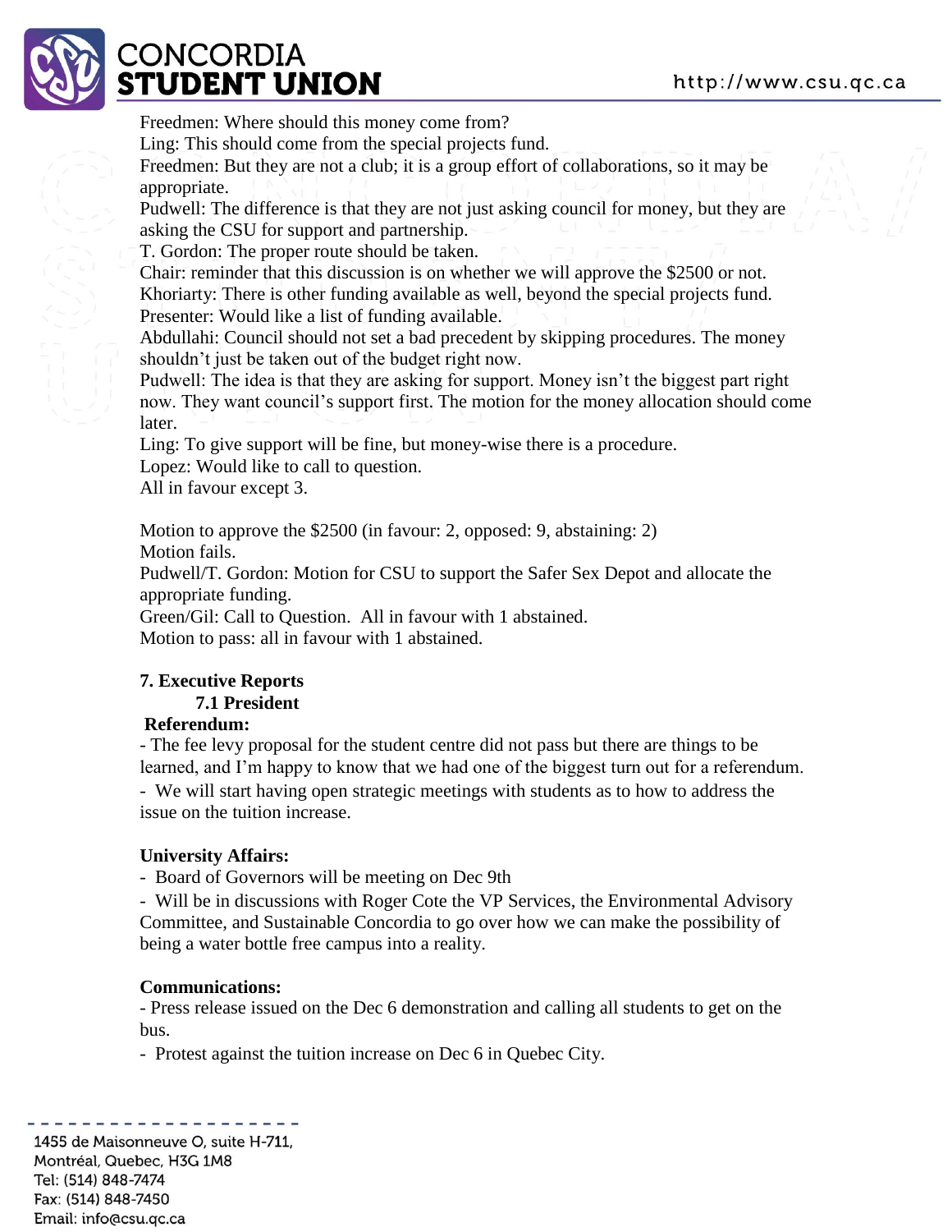Freedmen: Where should this money come from?
Ling: This should come from the special projects fund.
Freedmen: But they are not a club; it is a group effort of collaborations, so it may be appropriate.
Pudwell: The difference is that they are not just asking council for money, but they are asking the CSU for support and partnership.
T. Gordon: The proper route should be taken.
Chair: reminder that this discussion is on whether we will approve the $2500 or not.
Khoriarty: There is other funding available as well, beyond the special projects fund.
Presenter: Would like a list of funding available.
Abdullahi: Council should not set a bad precedent by skipping procedures. The money shouldn't just be taken out of the budget right now.
Pudwell: The idea is that they are asking for support. Money isn't the biggest part right now. They want council's support first. The motion for the money allocation should come later.
Ling: To give support will be fine, but money-wise there is a procedure.
Lopez: Would like to call to question.
All in favour except 3.

Motion to approve the $2500 (in favour: 2, opposed: 9, abstaining: 2)
Motion fails.
Pudwell/T. Gordon: Motion for CSU to support the Safer Sex Depot and allocate the appropriate funding.
Green/Gil: Call to Question. All in favour with 1 abstained.
Motion to pass: all in favour with 1 abstained.

## 7. Executive Reports

### 7.1 President

**Referendum:**

- The fee levy proposal for the student centre did not pass but there are things to be learned, and I'm happy to know that we had one of the biggest turn out for a referendum.
- We will start having open strategic meetings with students as to how to address the issue on the tuition increase.

**University Affairs:**

- Board of Governors will be meeting on Dec 9th
- Will be in discussions with Roger Cote the VP Services, the Environmental Advisory Committee, and Sustainable Concordia to go over how we can make the possibility of being a water bottle free campus into a reality.

**Communications:**

- Press release issued on the Dec 6 demonstration and calling all students to get on the bus.
- Protest against the tuition increase on Dec 6 in Quebec City.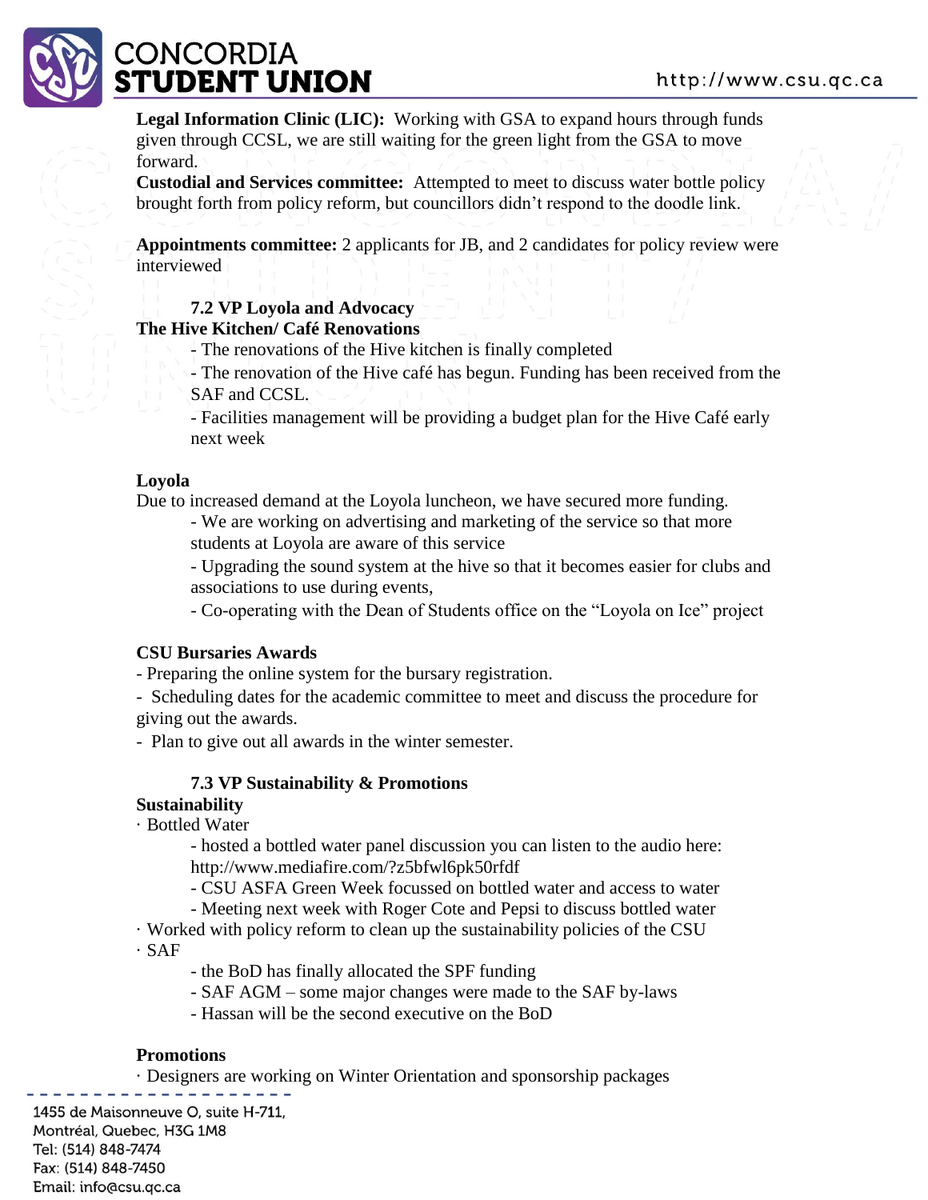**Legal Information Clinic (LIC):** Working with GSA to expand hours through funds given through CCSL, we are still waiting for the green light from the GSA to move forward.

**Custodial and Services committee:** Attempted to meet to discuss water bottle policy brought forth from policy reform, but councillors didn't respond to the doodle link.

**Appointments committee:** 2 applicants for JB, and 2 candidates for policy review were interviewed

### 7.2 VP Loyola and Advocacy

**The Hive Kitchen/ Café Renovations**

- The renovations of the Hive kitchen is finally completed
- The renovation of the Hive café has begun. Funding has been received from the SAF and CCSL.
- Facilities management will be providing a budget plan for the Hive Café early next week

**Loyola**

Due to increased demand at the Loyola luncheon, we have secured more funding.

- We are working on advertising and marketing of the service so that more students at Loyola are aware of this service
- Upgrading the sound system at the hive so that it becomes easier for clubs and associations to use during events,
- Co-operating with the Dean of Students office on the "Loyola on Ice" project

**CSU Bursaries Awards**

- Preparing the online system for the bursary registration.
- Scheduling dates for the academic committee to meet and discuss the procedure for giving out the awards.
- Plan to give out all awards in the winter semester.

### 7.3 VP Sustainability & Promotions

**Sustainability**

· Bottled Water

- hosted a bottled water panel discussion you can listen to the audio here: http://www.mediafire.com/?z5bfwl6pk50rfdf
- CSU ASFA Green Week focussed on bottled water and access to water
- Meeting next week with Roger Cote and Pepsi to discuss bottled water

· Worked with policy reform to clean up the sustainability policies of the CSU

· SAF

- the BoD has finally allocated the SPF funding
- SAF AGM – some major changes were made to the SAF by-laws
- Hassan will be the second executive on the BoD

**Promotions**

· Designers are working on Winter Orientation and sponsorship packages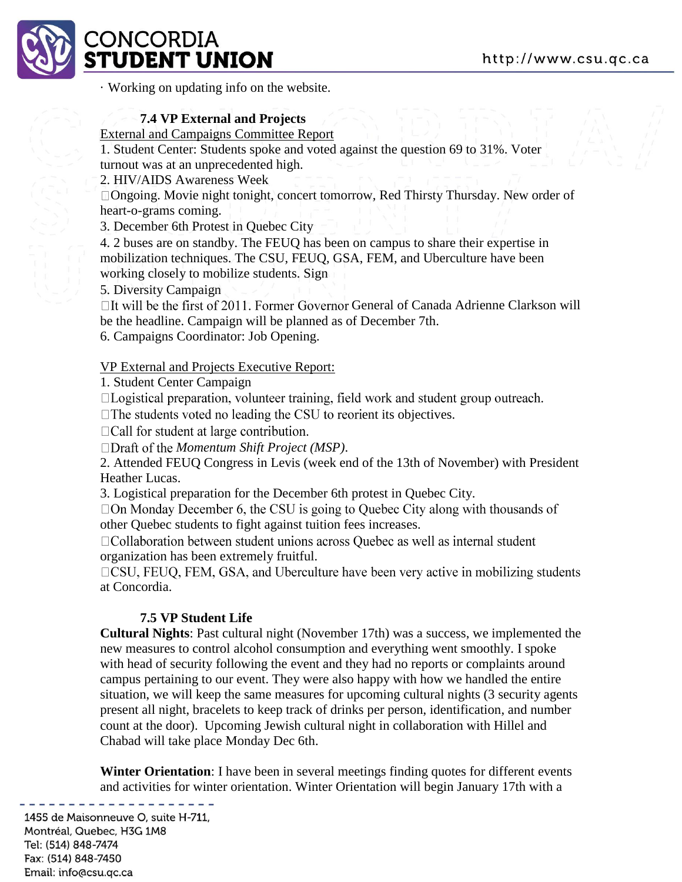· Working on updating info on the website.

### 7.4 VP External and Projects

External and Campaigns Committee Report

1. Student Center: Students spoke and voted against the question 69 to 31%. Voter turnout was at an unprecedented high.
2. HIV/AIDS Awareness Week
   - Ongoing. Movie night tonight, concert tomorrow, Red Thirsty Thursday. New order of heart-o-grams coming.
3. December 6th Protest in Quebec City
4. 2 buses are on standby. The FEUQ has been on campus to share their expertise in mobilization techniques. The CSU, FEUQ, GSA, FEM, and Uberculture have been working closely to mobilize students. Sign
5. Diversity Campaign
   - It will be the first of 2011. Former Governor General of Canada Adrienne Clarkson will be the headline. Campaign will be planned as of December 7th.
6. Campaigns Coordinator: Job Opening.

VP External and Projects Executive Report:

1. Student Center Campaign
   - Logistical preparation, volunteer training, field work and student group outreach.
   - The students voted no leading the CSU to reorient its objectives.
   - Call for student at large contribution.
   - Draft of the *Momentum Shift Project (MSP)*.
2. Attended FEUQ Congress in Levis (week end of the 13th of November) with President Heather Lucas.
3. Logistical preparation for the December 6th protest in Quebec City.
   - On Monday December 6, the CSU is going to Quebec City along with thousands of other Quebec students to fight against tuition fees increases.
   - Collaboration between student unions across Quebec as well as internal student organization has been extremely fruitful.
   - CSU, FEUQ, FEM, GSA, and Uberculture have been very active in mobilizing students at Concordia.

### 7.5 VP Student Life

**Cultural Nights**: Past cultural night (November 17th) was a success, we implemented the new measures to control alcohol consumption and everything went smoothly. I spoke with head of security following the event and they had no reports or complaints around campus pertaining to our event. They were also happy with how we handled the entire situation, we will keep the same measures for upcoming cultural nights (3 security agents present all night, bracelets to keep track of drinks per person, identification, and number count at the door). Upcoming Jewish cultural night in collaboration with Hillel and Chabad will take place Monday Dec 6th.

**Winter Orientation**: I have been in several meetings finding quotes for different events and activities for winter orientation. Winter Orientation will begin January 17th with a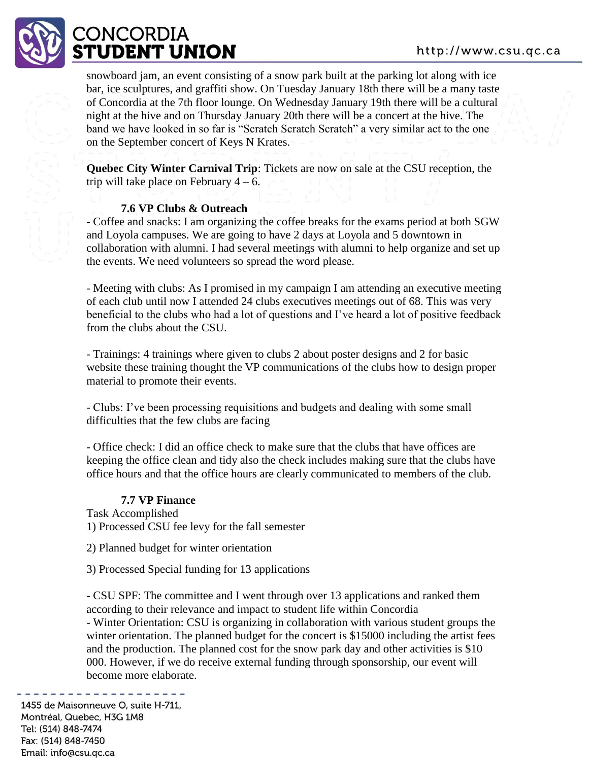snowboard jam, an event consisting of a snow park built at the parking lot along with ice bar, ice sculptures, and graffiti show. On Tuesday January 18th there will be a many taste of Concordia at the 7th floor lounge. On Wednesday January 19th there will be a cultural night at the hive and on Thursday January 20th there will be a concert at the hive. The band we have looked in so far is “Scratch Scratch Scratch” a very similar act to the one on the September concert of Keys N Krates.

**Quebec City Winter Carnival Trip**: Tickets are now on sale at the CSU reception, the trip will take place on February 4 – 6.

### 7.6 VP Clubs & Outreach

- Coffee and snacks: I am organizing the coffee breaks for the exams period at both SGW and Loyola campuses. We are going to have 2 days at Loyola and 5 downtown in collaboration with alumni. I had several meetings with alumni to help organize and set up the events. We need volunteers so spread the word please.

- Meeting with clubs: As I promised in my campaign I am attending an executive meeting of each club until now I attended 24 clubs executives meetings out of 68. This was very beneficial to the clubs who had a lot of questions and I’ve heard a lot of positive feedback from the clubs about the CSU.

- Trainings: 4 trainings where given to clubs 2 about poster designs and 2 for basic website these training thought the VP communications of the clubs how to design proper material to promote their events.

- Clubs: I’ve been processing requisitions and budgets and dealing with some small difficulties that the few clubs are facing

- Office check: I did an office check to make sure that the clubs that have offices are keeping the office clean and tidy also the check includes making sure that the clubs have office hours and that the office hours are clearly communicated to members of the club.

### 7.7 VP Finance

Task Accomplished

1) Processed CSU fee levy for the fall semester

2) Planned budget for winter orientation

3) Processed Special funding for 13 applications

- CSU SPF: The committee and I went through over 13 applications and ranked them according to their relevance and impact to student life within Concordia
- Winter Orientation: CSU is organizing in collaboration with various student groups the winter orientation. The planned budget for the concert is $15000 including the artist fees and the production. The planned cost for the snow park day and other activities is $10 000. However, if we do receive external funding through sponsorship, our event will become more elaborate.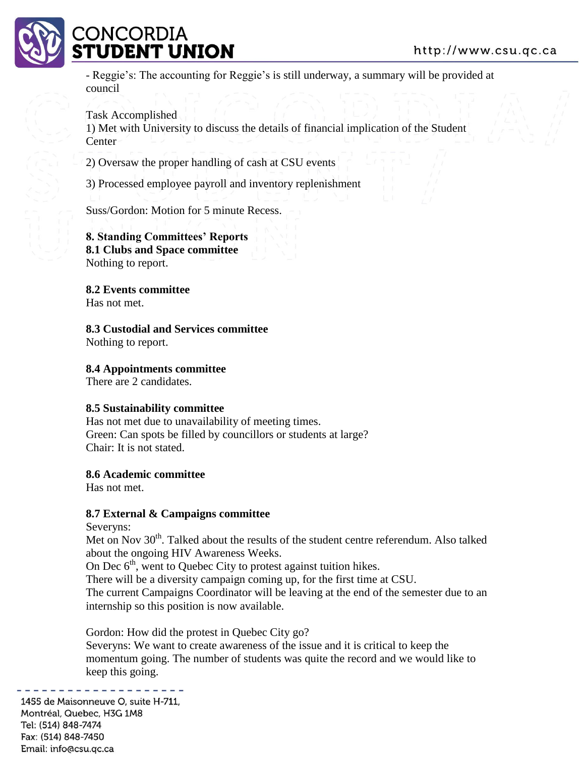- Reggie's: The accounting for Reggie's is still underway, a summary will be provided at council

Task Accomplished

1) Met with University to discuss the details of financial implication of the Student Center

2) Oversaw the proper handling of cash at CSU events

3) Processed employee payroll and inventory replenishment

Suss/Gordon: Motion for 5 minute Recess.

**8. Standing Committees' Reports**

**8.1 Clubs and Space committee**

Nothing to report.

**8.2 Events committee**

Has not met.

**8.3 Custodial and Services committee**

Nothing to report.

**8.4 Appointments committee**

There are 2 candidates.

**8.5 Sustainability committee**

Has not met due to unavailability of meeting times.

Green: Can spots be filled by councillors or students at large?

Chair: It is not stated.

**8.6 Academic committee**

Has not met.

**8.7 External & Campaigns committee**

Severyns:

Met on Nov 30th. Talked about the results of the student centre referendum. Also talked about the ongoing HIV Awareness Weeks.

On Dec 6th, went to Quebec City to protest against tuition hikes.

There will be a diversity campaign coming up, for the first time at CSU.

The current Campaigns Coordinator will be leaving at the end of the semester due to an internship so this position is now available.

Gordon: How did the protest in Quebec City go?

Severyns: We want to create awareness of the issue and it is critical to keep the momentum going. The number of students was quite the record and we would like to keep this going.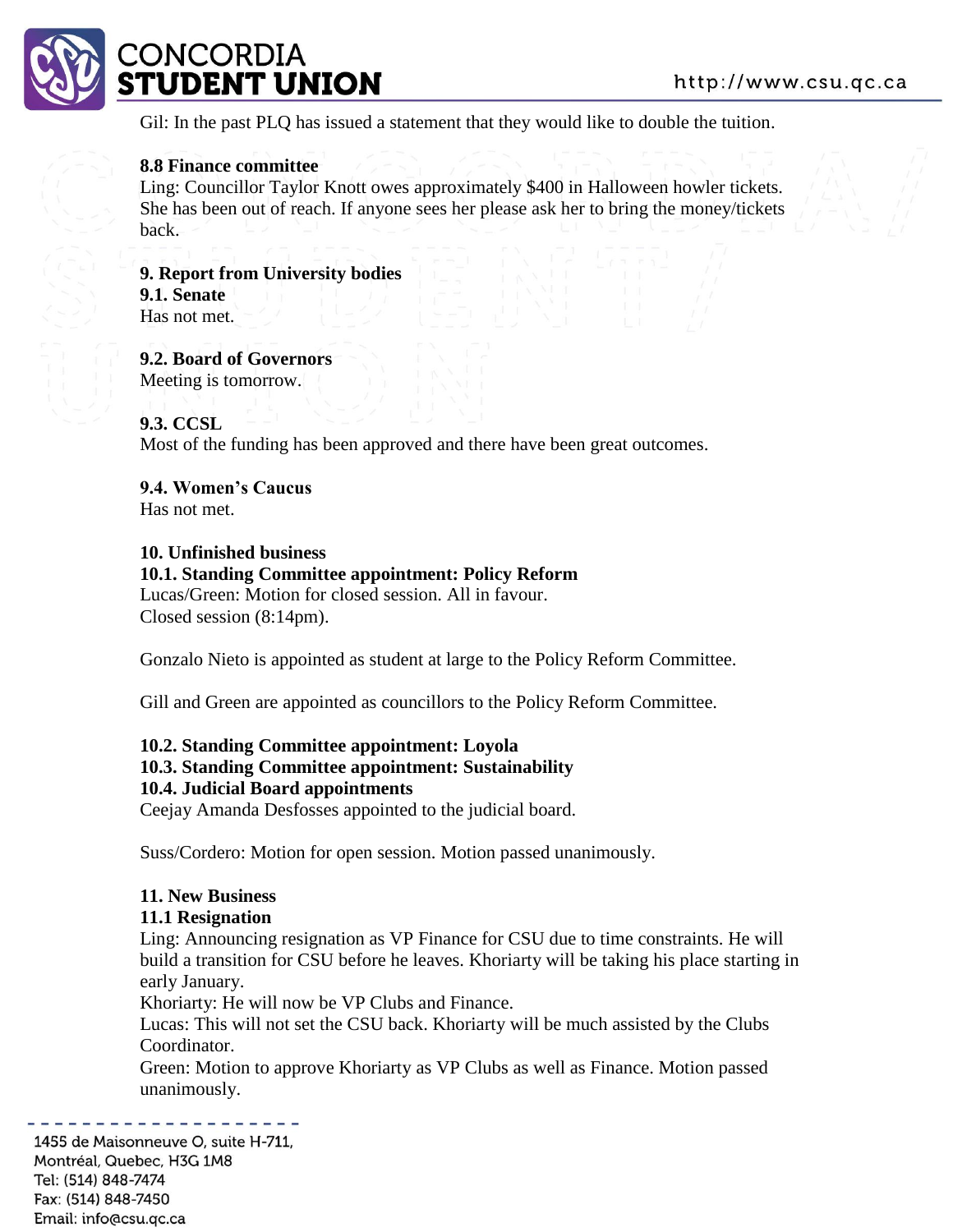Gil: In the past PLQ has issued a statement that they would like to double the tuition.

**8.8 Finance committee**

Ling: Councillor Taylor Knott owes approximately $400 in Halloween howler tickets. She has been out of reach. If anyone sees her please ask her to bring the money/tickets back.

**9. Report from University bodies**

**9.1. Senate**

Has not met.

**9.2. Board of Governors**

Meeting is tomorrow.

**9.3. CCSL**

Most of the funding has been approved and there have been great outcomes.

**9.4. Women's Caucus**

Has not met.

**10. Unfinished business**

**10.1. Standing Committee appointment: Policy Reform**

Lucas/Green: Motion for closed session. All in favour.
Closed session (8:14pm).

Gonzalo Nieto is appointed as student at large to the Policy Reform Committee.

Gill and Green are appointed as councillors to the Policy Reform Committee.

**10.2. Standing Committee appointment: Loyola**

**10.3. Standing Committee appointment: Sustainability**

**10.4. Judicial Board appointments**

Ceejay Amanda Desfosses appointed to the judicial board.

Suss/Cordero: Motion for open session. Motion passed unanimously.

**11. New Business**

**11.1 Resignation**

Ling: Announcing resignation as VP Finance for CSU due to time constraints. He will build a transition for CSU before he leaves. Khoriarty will be taking his place starting in early January.
Khoriarty: He will now be VP Clubs and Finance.
Lucas: This will not set the CSU back. Khoriarty will be much assisted by the Clubs Coordinator.
Green: Motion to approve Khoriarty as VP Clubs as well as Finance. Motion passed unanimously.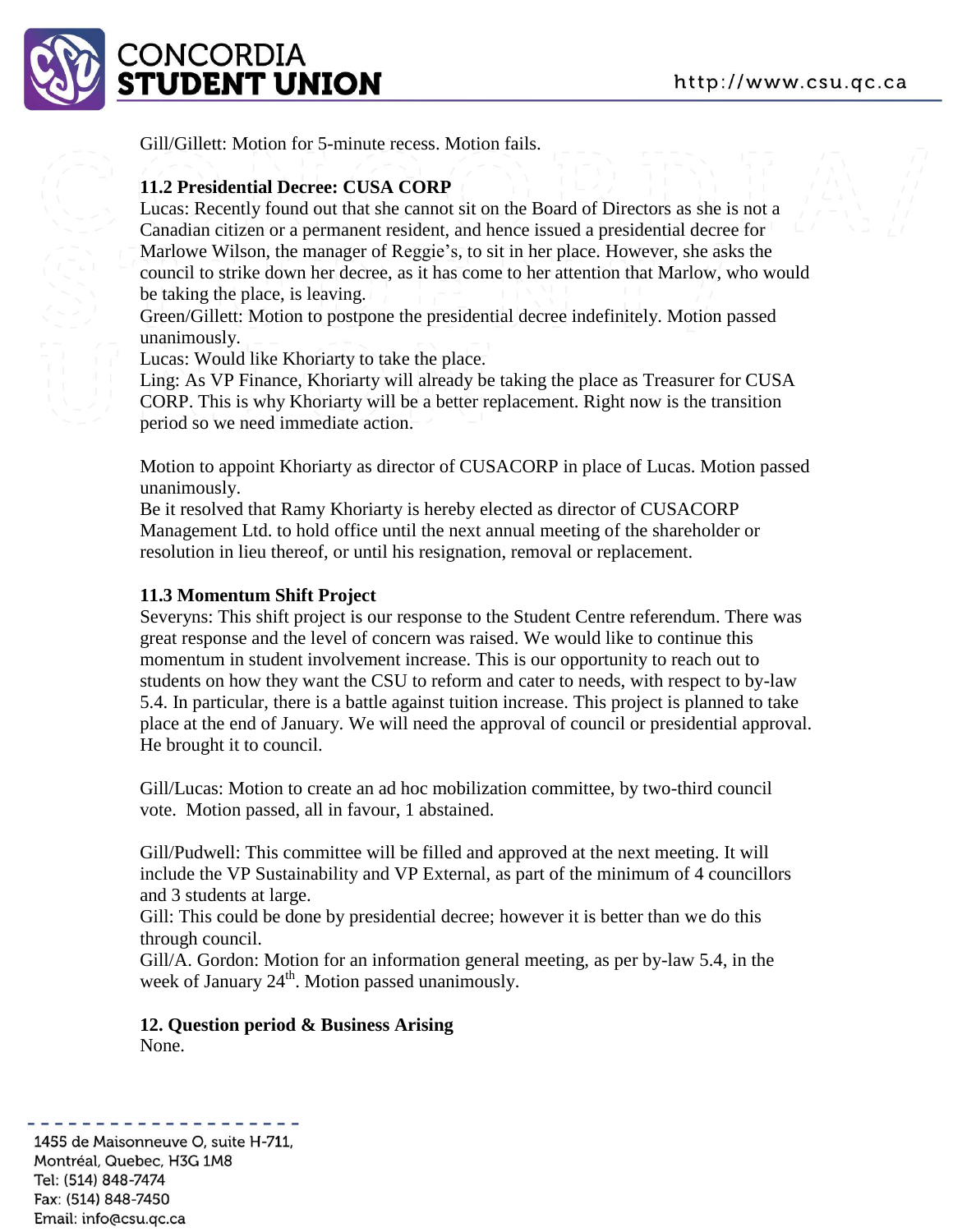Gill/Gillett: Motion for 5-minute recess. Motion fails.

**11.2 Presidential Decree: CUSA CORP**

Lucas: Recently found out that she cannot sit on the Board of Directors as she is not a Canadian citizen or a permanent resident, and hence issued a presidential decree for Marlowe Wilson, the manager of Reggie's, to sit in her place. However, she asks the council to strike down her decree, as it has come to her attention that Marlow, who would be taking the place, is leaving.

Green/Gillett: Motion to postpone the presidential decree indefinitely. Motion passed unanimously.

Lucas: Would like Khoriarty to take the place.

Ling: As VP Finance, Khoriarty will already be taking the place as Treasurer for CUSA CORP. This is why Khoriarty will be a better replacement. Right now is the transition period so we need immediate action.

Motion to appoint Khoriarty as director of CUSACORP in place of Lucas. Motion passed unanimously.

Be it resolved that Ramy Khoriarty is hereby elected as director of CUSACORP Management Ltd. to hold office until the next annual meeting of the shareholder or resolution in lieu thereof, or until his resignation, removal or replacement.

**11.3 Momentum Shift Project**

Severyns: This shift project is our response to the Student Centre referendum. There was great response and the level of concern was raised. We would like to continue this momentum in student involvement increase. This is our opportunity to reach out to students on how they want the CSU to reform and cater to needs, with respect to by-law 5.4. In particular, there is a battle against tuition increase. This project is planned to take place at the end of January. We will need the approval of council or presidential approval. He brought it to council.

Gill/Lucas: Motion to create an ad hoc mobilization committee, by two-third council vote. Motion passed, all in favour, 1 abstained.

Gill/Pudwell: This committee will be filled and approved at the next meeting. It will include the VP Sustainability and VP External, as part of the minimum of 4 councillors and 3 students at large.

Gill: This could be done by presidential decree; however it is better than we do this through council.

Gill/A. Gordon: Motion for an information general meeting, as per by-law 5.4, in the week of January 24th. Motion passed unanimously.

**12. Question period & Business Arising**

None.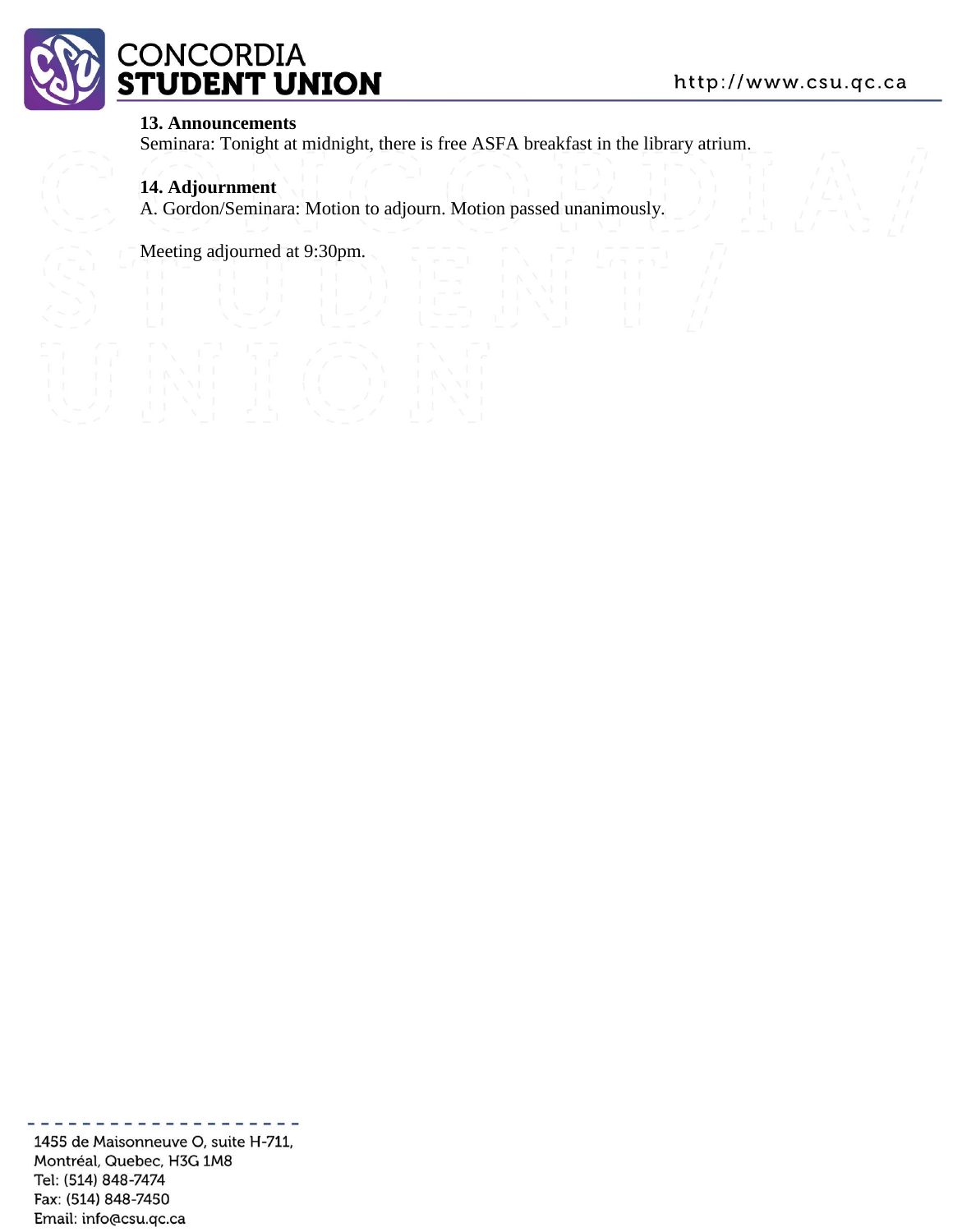**13. Announcements**

Seminara: Tonight at midnight, there is free ASFA breakfast in the library atrium.

**14. Adjournment**

A. Gordon/Seminara: Motion to adjourn. Motion passed unanimously.

Meeting adjourned at 9:30pm.